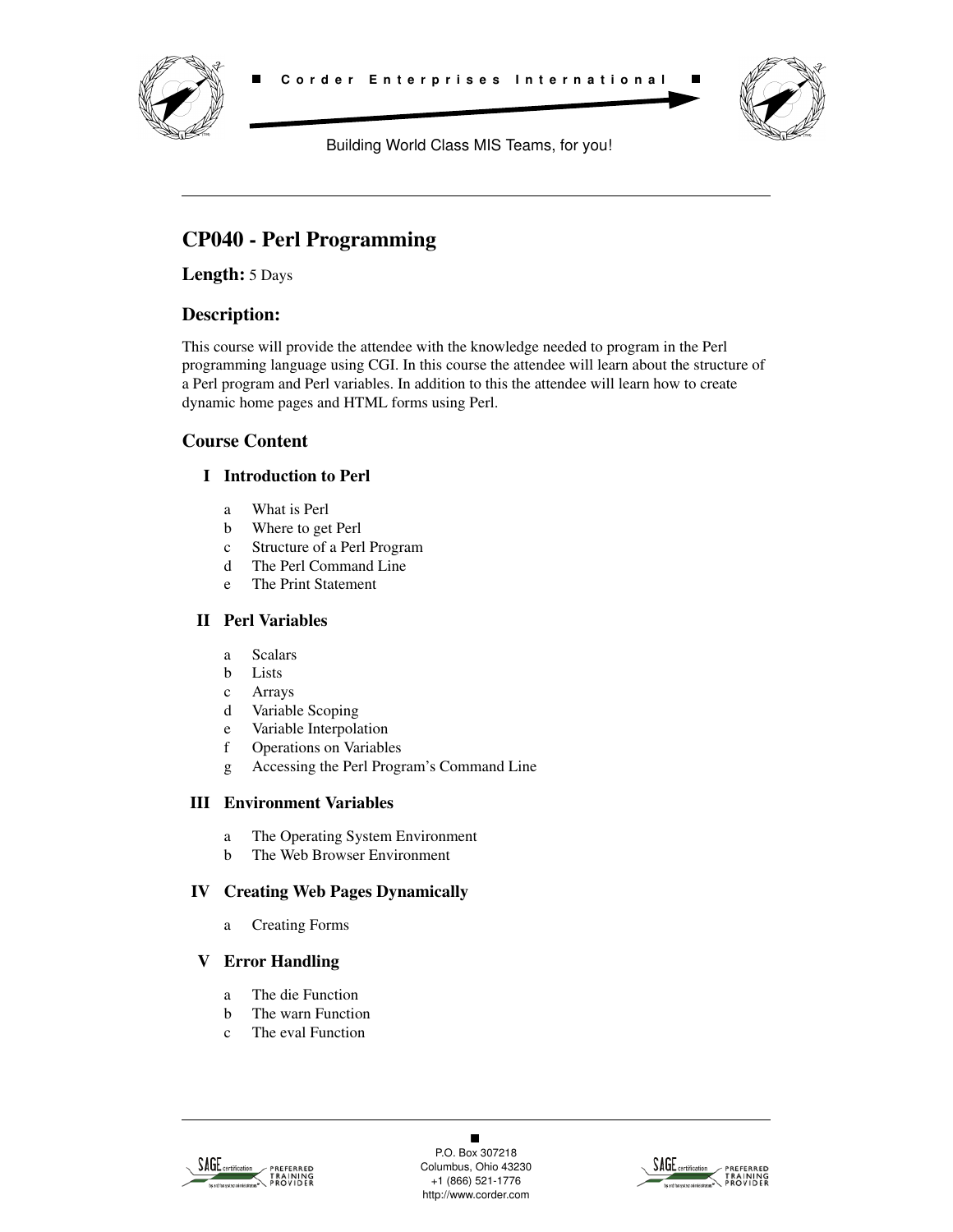Corder Enterprises International

Building World Class MIS Teams, for you!

---

# CP040 - Perl Programming

**Length:** 5 Days

## Description:

This course will provide the attendee with the knowledge needed to program in the Perl programming language using CGI. In this course the attendee will learn about the structure of a Perl program and Perl variables. In addition to this the attendee will learn how to create dynamic home pages and HTML forms using Perl.

## Course Content

### I Introduction to Perl

- a What is Perl
- b Where to get Perl
- c Structure of a Perl Program
- d The Perl Command Line
- e The Print Statement

### II Perl Variables

- a Scalars
- b Lists
- c Arrays
- d Variable Scoping
- e Variable Interpolation
- f Operations on Variables
- g Accessing the Perl Program's Command Line

### III Environment Variables

- a The Operating System Environment
- b The Web Browser Environment

### IV Creating Web Pages Dynamically

- a Creating Forms

### V Error Handling

- a The die Function
- b The warn Function
- c The eval Function

---

P.O. Box 307218
Columbus, Ohio 43230
+1 (866) 521-1776
http://www.corder.com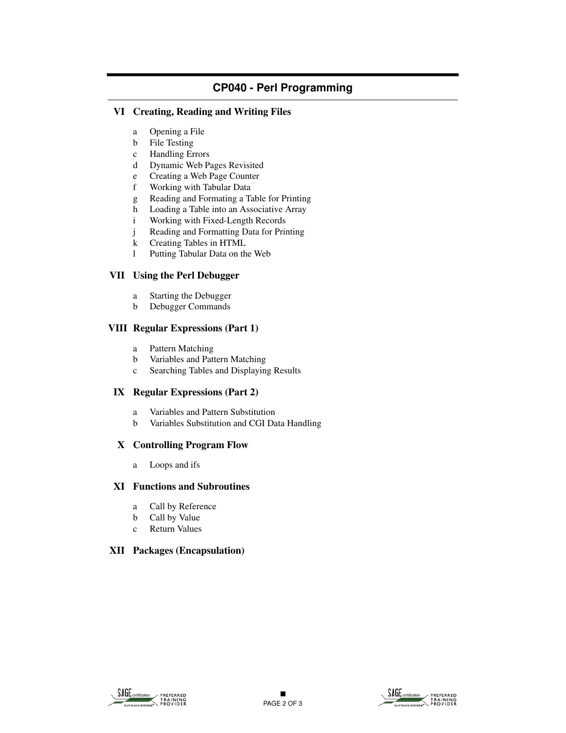## CP040 - Perl Programming

### VI Creating, Reading and Writing Files

- a Opening a File
- b File Testing
- c Handling Errors
- d Dynamic Web Pages Revisited
- e Creating a Web Page Counter
- f Working with Tabular Data
- g Reading and Formating a Table for Printing
- h Loading a Table into an Associative Array
- i Working with Fixed-Length Records
- j Reading and Formatting Data for Printing
- k Creating Tables in HTML
- l Putting Tabular Data on the Web

### VII Using the Perl Debugger

- a Starting the Debugger
- b Debugger Commands

### VIII Regular Expressions (Part 1)

- a Pattern Matching
- b Variables and Pattern Matching
- c Searching Tables and Displaying Results

### IX Regular Expressions (Part 2)

- a Variables and Pattern Substitution
- b Variables Substitution and CGI Data Handling

### X Controlling Program Flow

- a Loops and ifs

### XI Functions and Subroutines

- a Call by Reference
- b Call by Value
- c Return Values

### XII Packages (Encapsulation)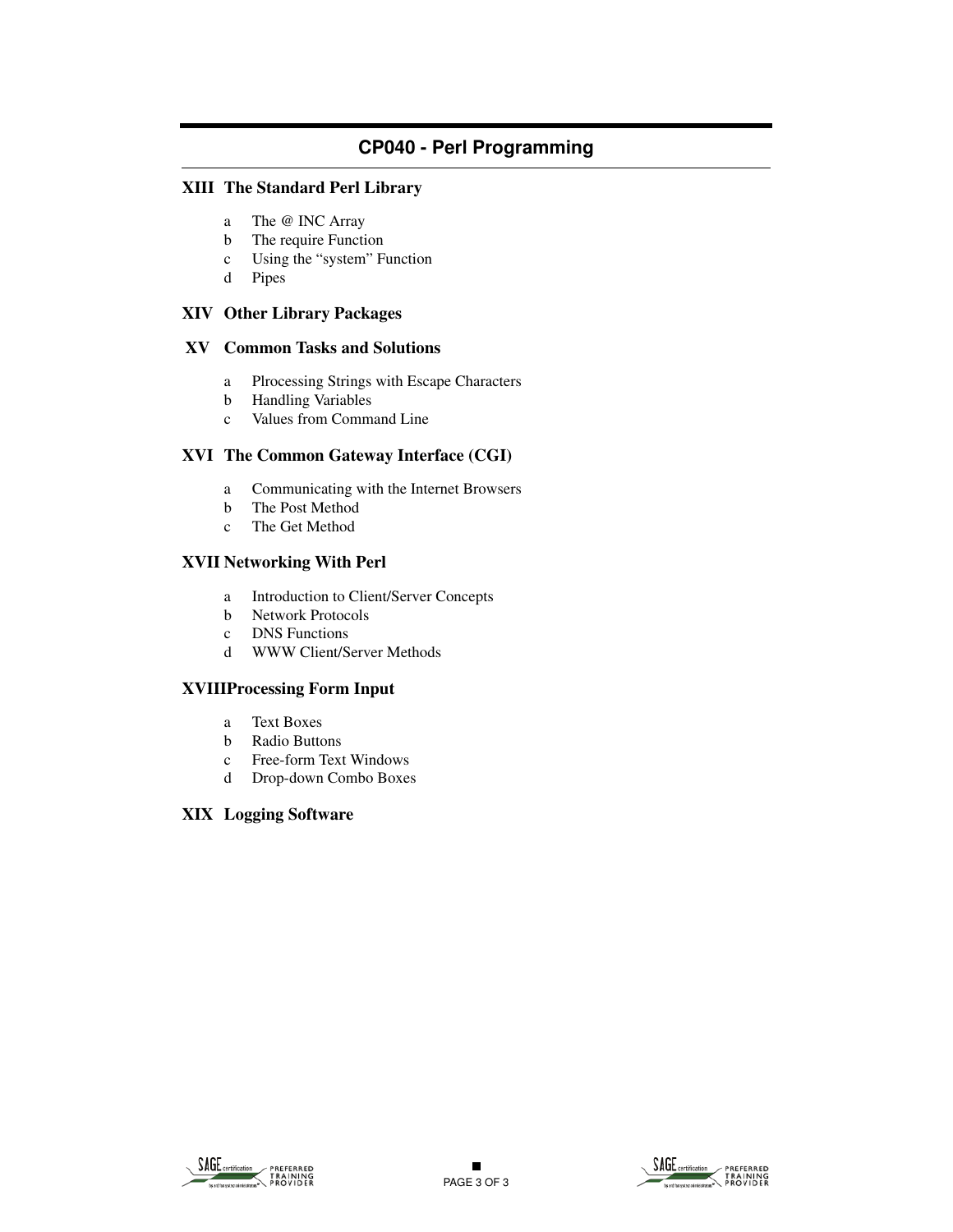## CP040 - Perl Programming

### XIII The Standard Perl Library

- a The @ INC Array
- b The require Function
- c Using the “system” Function
- d Pipes

### XIV Other Library Packages

### XV Common Tasks and Solutions

- a Plrocessing Strings with Escape Characters
- b Handling Variables
- c Values from Command Line

### XVI The Common Gateway Interface (CGI)

- a Communicating with the Internet Browsers
- b The Post Method
- c The Get Method

### XVII Networking With Perl

- a Introduction to Client/Server Concepts
- b Network Protocols
- c DNS Functions
- d WWW Client/Server Methods

### XVIII Processing Form Input

- a Text Boxes
- b Radio Buttons
- c Free-form Text Windows
- d Drop-down Combo Boxes

### XIX Logging Software